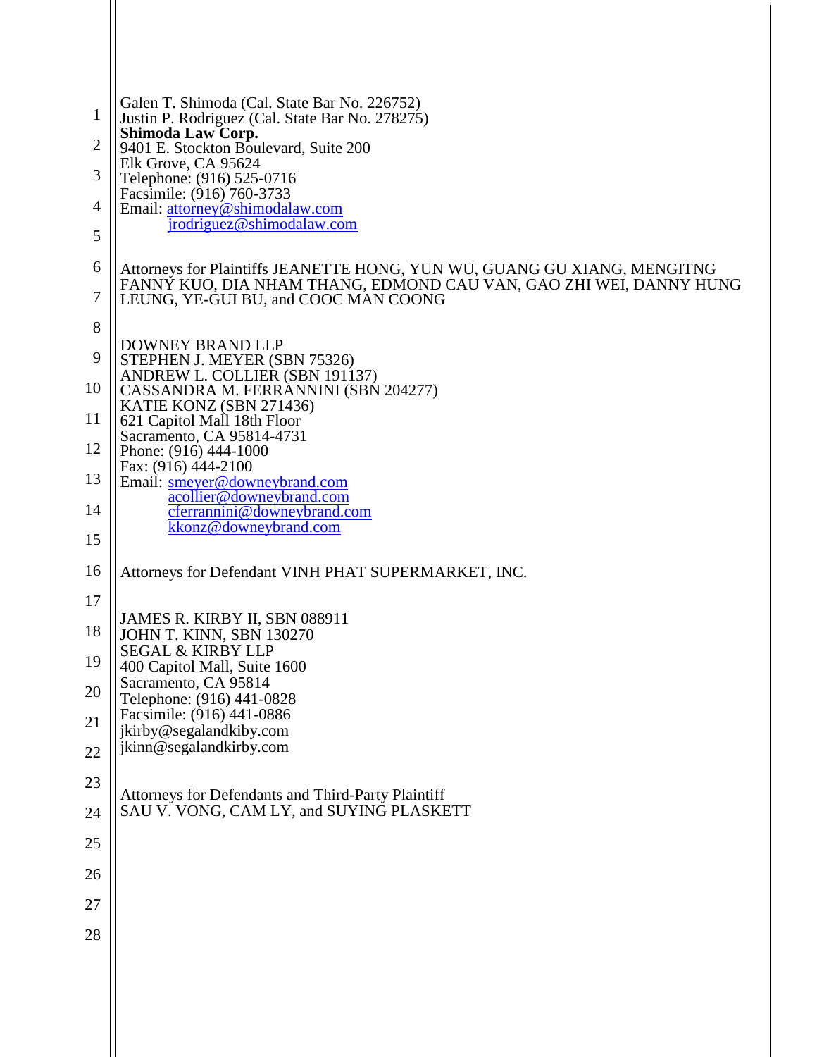Galen T. Shimoda (Cal. State Bar No. 226752)
Justin P. Rodriguez (Cal. State Bar No. 278275)
**Shimoda Law Corp.**
9401 E. Stockton Boulevard, Suite 200
Elk Grove, CA 95624
Telephone: (916) 525-0716
Facsimile: (916) 760-3733
Email: attorney@shimodalaw.com
jrodriguez@shimodalaw.com

Attorneys for Plaintiffs JEANETTE HONG, YUN WU, GUANG GU XIANG, MENGITNG FANNY KUO, DIA NHAM THANG, EDMOND CAU VAN, GAO ZHI WEI, DANNY HUNG LEUNG, YE-GUI BU, and COOC MAN COONG

DOWNEY BRAND LLP
STEPHEN J. MEYER (SBN 75326)
ANDREW L. COLLIER (SBN 191137)
CASSANDRA M. FERRANNINI (SBN 204277)
KATIE KONZ (SBN 271436)
621 Capitol Mall 18th Floor
Sacramento, CA 95814-4731
Phone: (916) 444-1000
Fax: (916) 444-2100
Email: smeyer@downeybrand.com
acollier@downeybrand.com
cferrannini@downeybrand.com
kkonz@downeybrand.com

Attorneys for Defendant VINH PHAT SUPERMARKET, INC.

JAMES R. KIRBY II, SBN 088911
JOHN T. KINN, SBN 130270
SEGAL & KIRBY LLP
400 Capitol Mall, Suite 1600
Sacramento, CA 95814
Telephone: (916) 441-0828
Facsimile: (916) 441-0886
jkirby@segalandkiby.com
jkinn@segalandkirby.com

Attorneys for Defendants and Third-Party Plaintiff
SAU V. VONG, CAM LY, and SUYING PLASKETT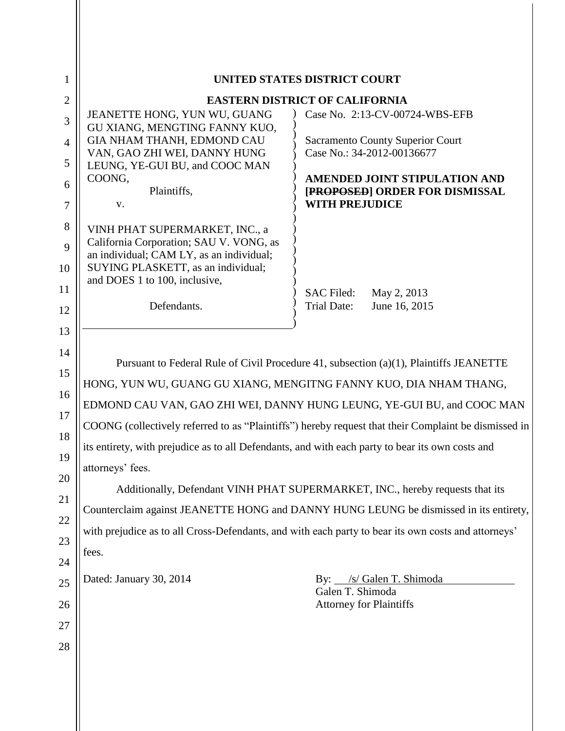UNITED STATES DISTRICT COURT

EASTERN DISTRICT OF CALIFORNIA

| | |
|---|---|
| JEANETTE HONG, YUN WU, GUANG GU XIANG, MENGTING FANNY KUO, GIA NHAM THANH, EDMOND CAU VAN, GAO ZHI WEI, DANNY HUNG LEUNG, YE-GUI BU, and COOC MAN COONG,<br><br>Plaintiffs,<br><br>v.<br><br>VINH PHAT SUPERMARKET, INC., a California Corporation; SAU V. VONG, as an individual; CAM LY, as an individual; SUYING PLASKETT, as an individual; and DOES 1 to 100, inclusive,<br><br>Defendants. | Case No. 2:13-CV-00724-WBS-EFB<br><br>Sacramento County Superior Court Case No.: 34-2012-00136677<br><br>**AMENDED JOINT STIPULATION AND [~~PROPOSED~~] ORDER FOR DISMISSAL WITH PREJUDICE**<br><br>SAC Filed: May 2, 2013<br>Trial Date: June 16, 2015 |

Pursuant to Federal Rule of Civil Procedure 41, subsection (a)(1), Plaintiffs JEANETTE HONG, YUN WU, GUANG GU XIANG, MENGITNG FANNY KUO, DIA NHAM THANG, EDMOND CAU VAN, GAO ZHI WEI, DANNY HUNG LEUNG, YE-GUI BU, and COOC MAN COONG (collectively referred to as "Plaintiffs") hereby request that their Complaint be dismissed in its entirety, with prejudice as to all Defendants, and with each party to bear its own costs and attorneys' fees.

Additionally, Defendant VINH PHAT SUPERMARKET, INC., hereby requests that its Counterclaim against JEANETTE HONG and DANNY HUNG LEUNG be dismissed in its entirety, with prejudice as to all Cross-Defendants, and with each party to bear its own costs and attorneys' fees.

Dated: January 30, 2014

By: /s/ Galen T. Shimoda
Galen T. Shimoda
Attorney for Plaintiffs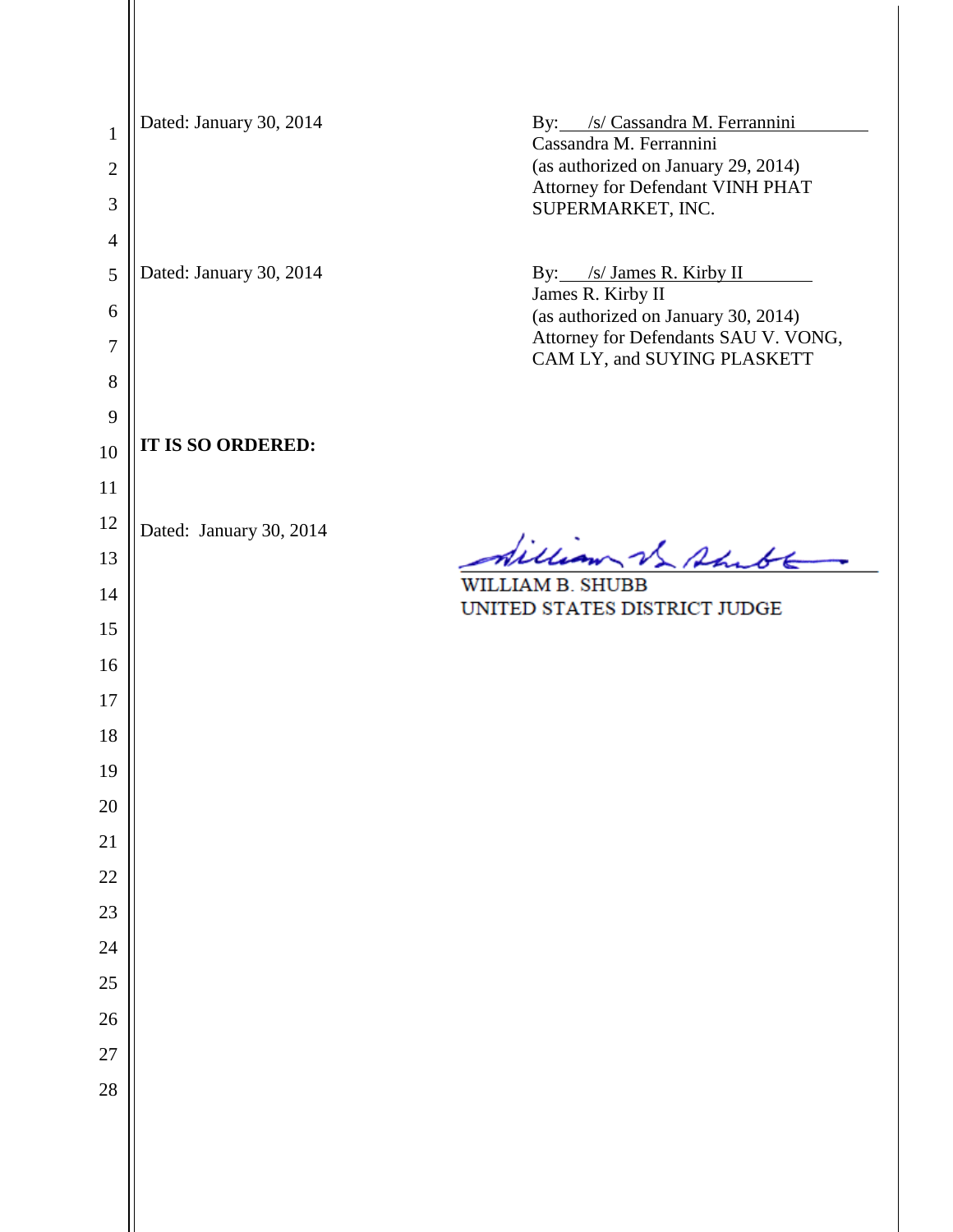Dated: January 30, 2014

By: /s/ Cassandra M. Ferrannini
Cassandra M. Ferrannini
(as authorized on January 29, 2014)
Attorney for Defendant VINH PHAT SUPERMARKET, INC.

Dated: January 30, 2014

By: /s/ James R. Kirby II
James R. Kirby II
(as authorized on January 30, 2014)
Attorney for Defendants SAU V. VONG, CAM LY, and SUYING PLASKETT

**IT IS SO ORDERED:**

Dated: January 30, 2014

WILLIAM B. SHUBB
UNITED STATES DISTRICT JUDGE